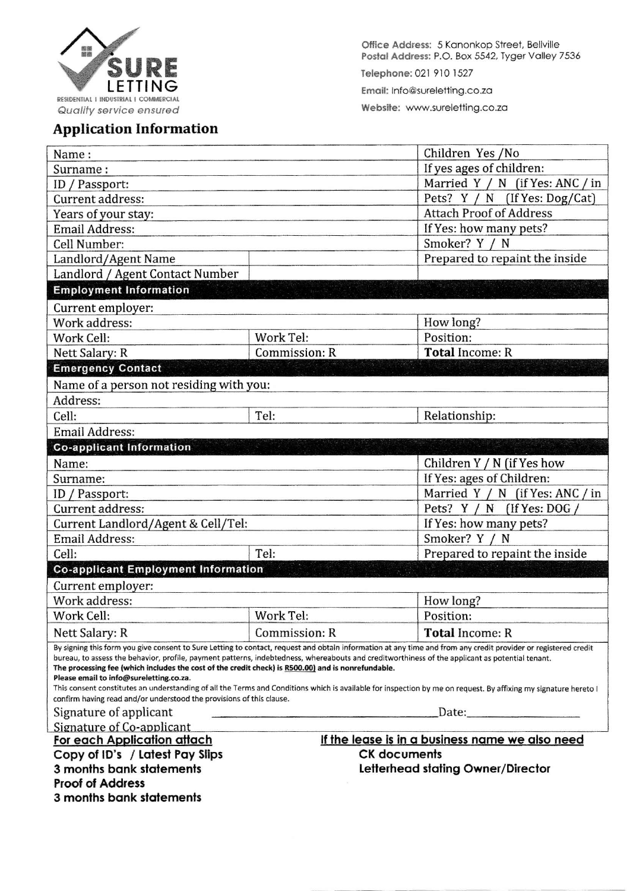SURE LETTING

RESIDENTIAL I INDUSTRIAL I COMMERCIAL

*Quality service ensured*

Office Address: 5 Kanonkop Street, Bellville
Postal Address: P.O. Box 5542, Tyger Valley 7536
Telephone: 021 910 1527
Email: Info@sureletting.co.za
Website: www.sureletting.co.za

## Application Information

| | | |
|---|---|---|
| Name : | | Children Yes /No |
| Surname : | | If yes ages of children: |
| ID / Passport: | | Married Y / N (if Yes: ANC / in |
| Current address: | | Pets? Y / N (If Yes: Dog/Cat) |
| Years of your stay: | | Attach Proof of Address |
| Email Address: | | If Yes: how many pets? |
| Cell Number: | | Smoker? Y / N |
| Landlord/Agent Name | | Prepared to repaint the inside |
| Landlord / Agent Contact Number | | |
| **Employment Information** | | |
| Current employer: | | |
| Work address: | | How long? |
| Work Cell: | Work Tel: | Position: |
| Nett Salary: R | Commission: R | **Total** Income: R |
| **Emergency Contact** | | |
| Name of a person not residing with you: | | |
| Address: | | |
| Cell: | Tel: | Relationship: |
| Email Address: | | |
| **Co-applicant Information** | | |
| Name: | | Children Y / N (if Yes how |
| Surname: | | If Yes: ages of Children: |
| ID / Passport: | | Married Y / N (if Yes: ANC / in |
| Current address: | | Pets? Y / N (If Yes: DOG / |
| Current Landlord/Agent & Cell/Tel: | | If Yes: how many pets? |
| Email Address: | | Smoker? Y / N |
| Cell: | Tel: | Prepared to repaint the inside |
| **Co-applicant Employment Information** | | |
| Current employer: | | |
| Work address: | | How long? |
| Work Cell: | Work Tel: | Position: |
| Nett Salary: R | Commission: R | **Total** Income: R |

By signing this form you give consent to Sure Letting to contact, request and obtain information at any time and from any credit provider or registered credit bureau, to assess the behavior, profile, payment patterns, indebtedness, whereabouts and creditworthiness of the applicant as potential tenant.
**The processing fee (which includes the cost of the credit check) is R500.00) and is nonrefundable.**
**Please email to info@sureletting.co.za.**
This consent constitutes an understanding of all the Terms and Conditions which is available for inspection by me on request. By affixing my signature hereto I confirm having read and/or understood the provisions of this clause.

Signature of applicant \_\_\_\_\_\_\_\_\_\_\_\_\_\_\_\_\_\_\_\_\_\_\_\_\_\_\_\_\_\_ Date:\_\_\_\_\_\_\_\_\_\_\_\_\_\_\_\_

Signature of Co-applicant

**For each Application attach**
**Copy of ID's / Latest Pay Slips**
**3 months bank statements**
**Proof of Address**
**3 months bank statements**

**If the lease is in a business name we also need**
**CK documents**
**Letterhead stating Owner/Director**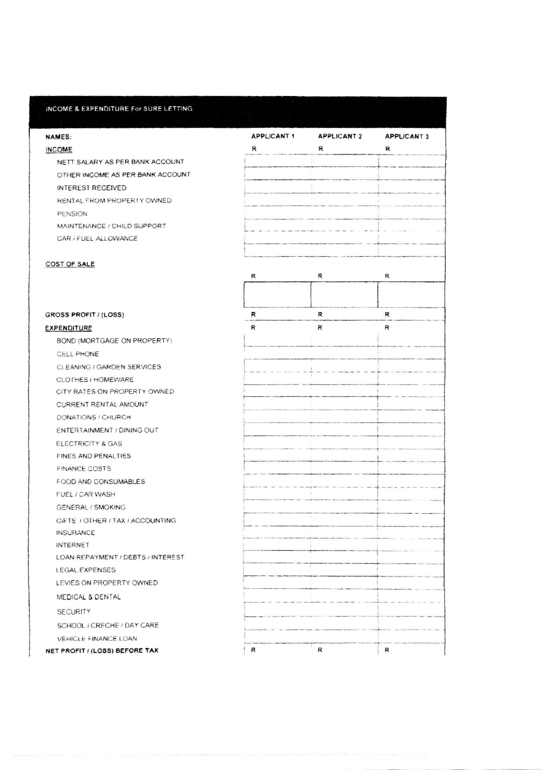## INCOME & EXPENDITURE For SURE LETTING

| NAMES: | APPLICANT 1 | APPLICANT 2 | APPLICANT 3 |
|---|---|---|---|
| **INCOME** | R | R | R |
| NETT SALARY AS PER BANK ACCOUNT | | | |
| OTHER INCOME AS PER BANK ACCOUNT | | | |
| INTEREST RECEIVED | | | |
| RENTAL FROM PROPERTY OWNED | | | |
| PENSION | | | |
| MAINTENANCE / CHILD SUPPORT | | | |
| CAR / FUEL ALLOWANCE | | | |
| | | | |
| **COST OF SALE** | | | |
| | R | R | R |
| | | | |
| **GROSS PROFIT / (LOSS)** | R | R | R |
| **EXPENDITURE** | R | R | R |
| BOND (MORTGAGE ON PROPERTY) | | | |
| CELL PHONE | | | |
| CLEANING / GARDEN SERVICES | | | |
| CLOTHES / HOMEWARE | | | |
| CITY RATES ON PROPERTY OWNED | | | |
| CURRENT RENTAL AMOUNT | | | |
| DONATIONS / CHURCH | | | |
| ENTERTAINMENT / DINING OUT | | | |
| ELECTRICITY & GAS | | | |
| FINES AND PENALTIES | | | |
| FINANCE COSTS | | | |
| FOOD AND CONSUMABLES | | | |
| FUEL / CAR WASH | | | |
| GENERAL / SMOKING | | | |
| GIFTS / OTHER / TAX / ACCOUNTING | | | |
| INSURANCE | | | |
| INTERNET | | | |
| LOAN REPAYMENT / DEBTS / INTEREST | | | |
| LEGAL EXPENSES | | | |
| LEVIES ON PROPERTY OWNED | | | |
| MEDICAL & DENTAL | | | |
| SECURITY | | | |
| SCHOOL / CRECHE / DAY CARE | | | |
| VEHICLE FINANCE LOAN | | | |
| **NET PROFIT / (LOSS) BEFORE TAX** | R | R | R |